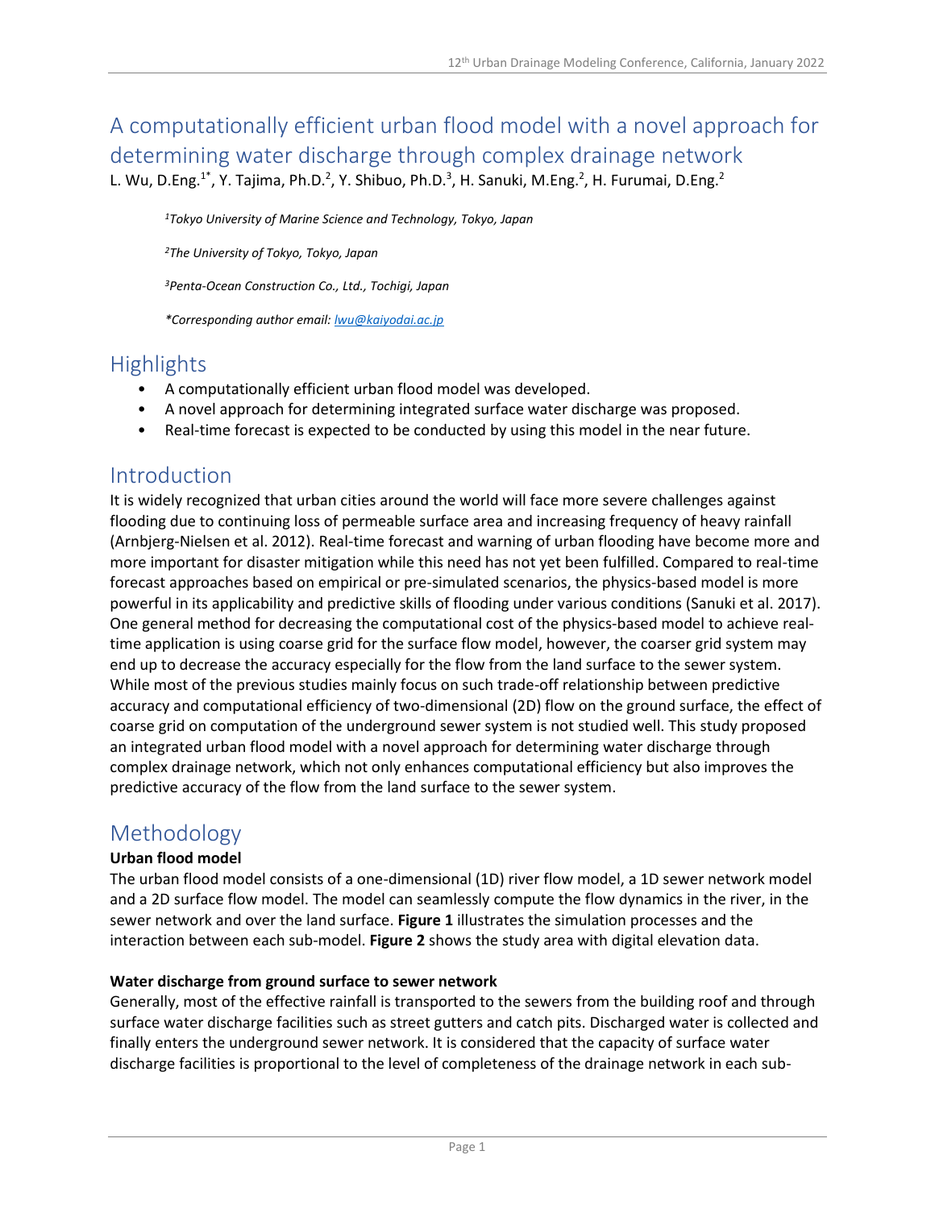# A computationally efficient urban flood model with a novel approach for determining water discharge through complex drainage network

L. Wu, D.Eng.[1*], Y. Tajima, Ph.D.[2], Y. Shibuo, Ph.D.[3], H. Sanuki, M.Eng.[2], H. Furumai, D.Eng.[2]

*[1]Tokyo University of Marine Science and Technology, Tokyo, Japan*

*[2]The University of Tokyo, Tokyo, Japan*

*[3]Penta-Ocean Construction Co., Ltd., Tochigi, Japan*

*\*Corresponding author email: lwu@kaiyodai.ac.jp*

## Highlights

- A computationally efficient urban flood model was developed.
- A novel approach for determining integrated surface water discharge was proposed.
- Real-time forecast is expected to be conducted by using this model in the near future.

## Introduction

It is widely recognized that urban cities around the world will face more severe challenges against flooding due to continuing loss of permeable surface area and increasing frequency of heavy rainfall (Arnbjerg-Nielsen et al. 2012). Real-time forecast and warning of urban flooding have become more and more important for disaster mitigation while this need has not yet been fulfilled. Compared to real-time forecast approaches based on empirical or pre-simulated scenarios, the physics-based model is more powerful in its applicability and predictive skills of flooding under various conditions (Sanuki et al. 2017). One general method for decreasing the computational cost of the physics-based model to achieve real-time application is using coarse grid for the surface flow model, however, the coarser grid system may end up to decrease the accuracy especially for the flow from the land surface to the sewer system. While most of the previous studies mainly focus on such trade-off relationship between predictive accuracy and computational efficiency of two-dimensional (2D) flow on the ground surface, the effect of coarse grid on computation of the underground sewer system is not studied well. This study proposed an integrated urban flood model with a novel approach for determining water discharge through complex drainage network, which not only enhances computational efficiency but also improves the predictive accuracy of the flow from the land surface to the sewer system.

## Methodology

### Urban flood model

The urban flood model consists of a one-dimensional (1D) river flow model, a 1D sewer network model and a 2D surface flow model. The model can seamlessly compute the flow dynamics in the river, in the sewer network and over the land surface. **Figure 1** illustrates the simulation processes and the interaction between each sub-model. **Figure 2** shows the study area with digital elevation data.

### Water discharge from ground surface to sewer network

Generally, most of the effective rainfall is transported to the sewers from the building roof and through surface water discharge facilities such as street gutters and catch pits. Discharged water is collected and finally enters the underground sewer network. It is considered that the capacity of surface water discharge facilities is proportional to the level of completeness of the drainage network in each sub-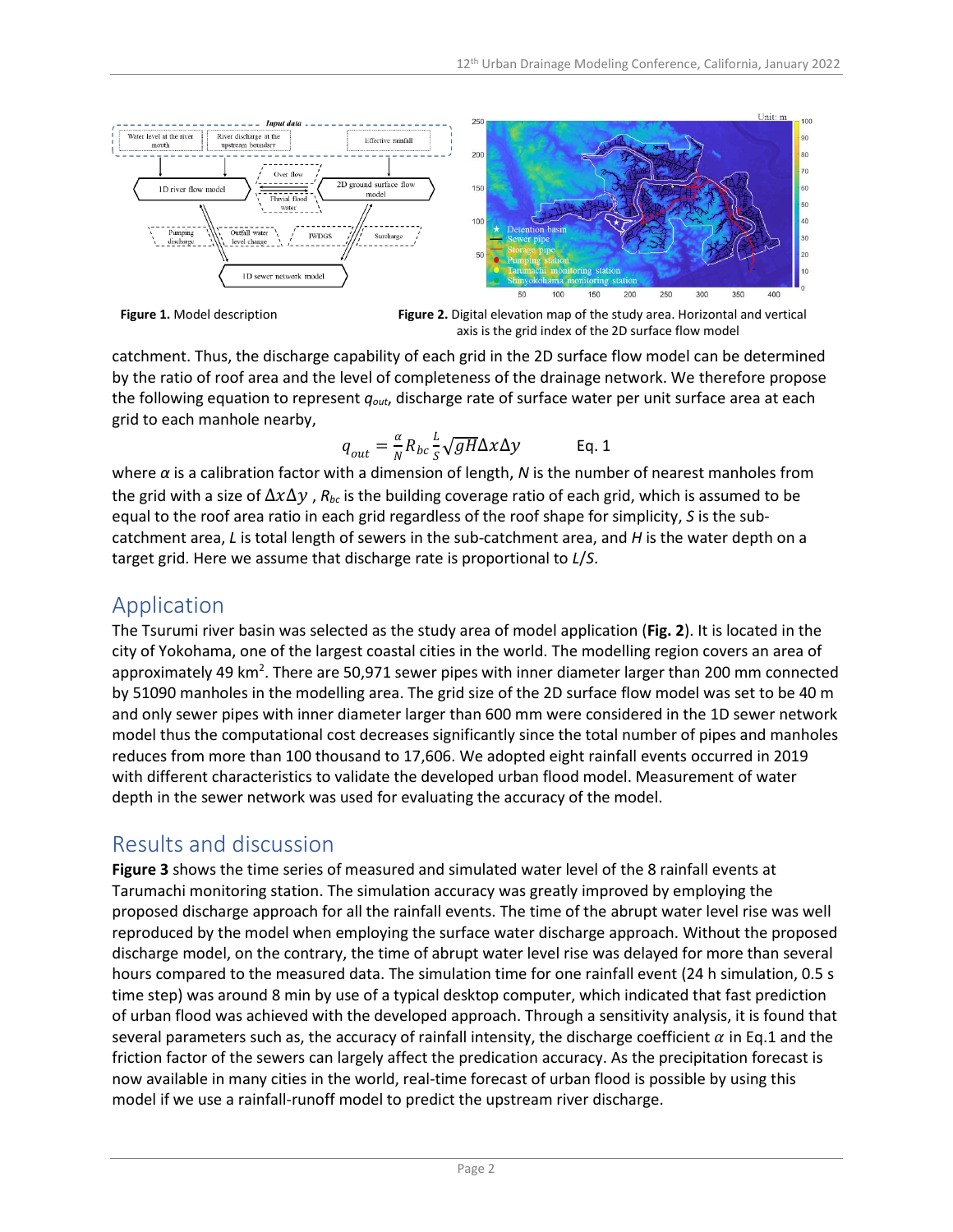**Figure 1.** Model description

**Figure 2.** Digital elevation map of the study area. Horizontal and vertical axis is the grid index of the 2D surface flow model

catchment. Thus, the discharge capability of each grid in the 2D surface flow model can be determined by the ratio of roof area and the level of completeness of the drainage network. We therefore propose the following equation to represent $q_{out}$, discharge rate of surface water per unit surface area at each grid to each manhole nearby,

$$q_{out} = \frac{\alpha}{N} R_{bc} \frac{L}{S} \sqrt{gH} \Delta x \Delta y \qquad \text{Eq. 1}$$

where $\alpha$ is a calibration factor with a dimension of length, $N$ is the number of nearest manholes from the grid with a size of $\Delta x \Delta y$ , $R_{bc}$ is the building coverage ratio of each grid, which is assumed to be equal to the roof area ratio in each grid regardless of the roof shape for simplicity, $S$ is the sub-catchment area, $L$ is total length of sewers in the sub-catchment area, and $H$ is the water depth on a target grid. Here we assume that discharge rate is proportional to $L/S$.

## Application

The Tsurumi river basin was selected as the study area of model application (**Fig. 2**). It is located in the city of Yokohama, one of the largest coastal cities in the world. The modelling region covers an area of approximately 49 km$^2$. There are 50,971 sewer pipes with inner diameter larger than 200 mm connected by 51090 manholes in the modelling area. The grid size of the 2D surface flow model was set to be 40 m and only sewer pipes with inner diameter larger than 600 mm were considered in the 1D sewer network model thus the computational cost decreases significantly since the total number of pipes and manholes reduces from more than 100 thousand to 17,606. We adopted eight rainfall events occurred in 2019 with different characteristics to validate the developed urban flood model. Measurement of water depth in the sewer network was used for evaluating the accuracy of the model.

## Results and discussion

**Figure 3** shows the time series of measured and simulated water level of the 8 rainfall events at Tarumachi monitoring station. The simulation accuracy was greatly improved by employing the proposed discharge approach for all the rainfall events. The time of the abrupt water level rise was well reproduced by the model when employing the surface water discharge approach. Without the proposed discharge model, on the contrary, the time of abrupt water level rise was delayed for more than several hours compared to the measured data. The simulation time for one rainfall event (24 h simulation, 0.5 s time step) was around 8 min by use of a typical desktop computer, which indicated that fast prediction of urban flood was achieved with the developed approach. Through a sensitivity analysis, it is found that several parameters such as, the accuracy of rainfall intensity, the discharge coefficient $\alpha$ in Eq.1 and the friction factor of the sewers can largely affect the predication accuracy. As the precipitation forecast is now available in many cities in the world, real-time forecast of urban flood is possible by using this model if we use a rainfall-runoff model to predict the upstream river discharge.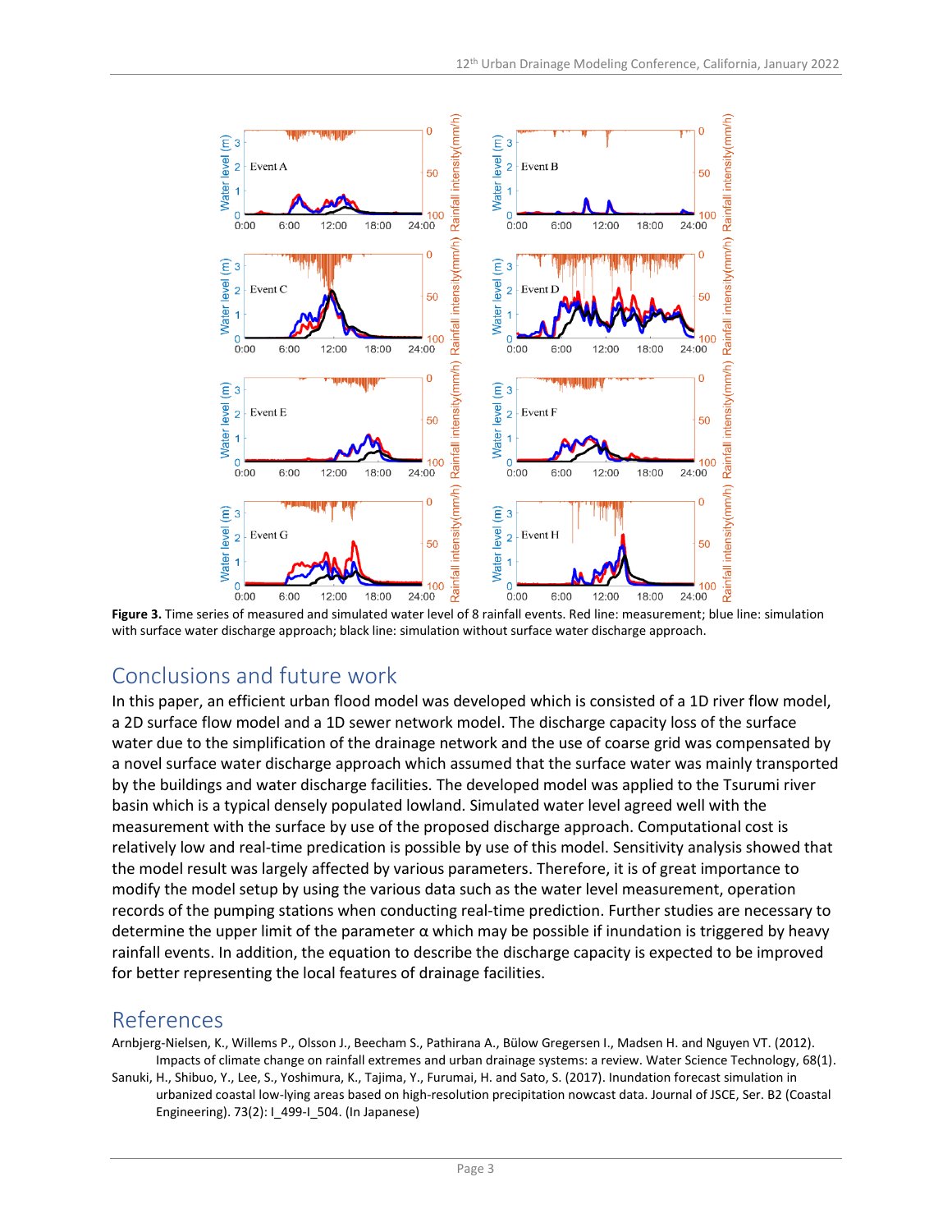Event A

Event B

Event C

Event D

Event E

Event F

Event G

Event H

Water level (m)

Rainfall intensity(mm/h)

0 1 2 3

0 50 100

0:00 6:00 12:00 18:00 24:00

**Figure 3.** Time series of measured and simulated water level of 8 rainfall events. Red line: measurement; blue line: simulation with surface water discharge approach; black line: simulation without surface water discharge approach.

## Conclusions and future work

In this paper, an efficient urban flood model was developed which is consisted of a 1D river flow model, a 2D surface flow model and a 1D sewer network model. The discharge capacity loss of the surface water due to the simplification of the drainage network and the use of coarse grid was compensated by a novel surface water discharge approach which assumed that the surface water was mainly transported by the buildings and water discharge facilities. The developed model was applied to the Tsurumi river basin which is a typical densely populated lowland. Simulated water level agreed well with the measurement with the surface by use of the proposed discharge approach. Computational cost is relatively low and real-time predication is possible by use of this model. Sensitivity analysis showed that the model result was largely affected by various parameters. Therefore, it is of great importance to modify the model setup by using the various data such as the water level measurement, operation records of the pumping stations when conducting real-time prediction. Further studies are necessary to determine the upper limit of the parameter α which may be possible if inundation is triggered by heavy rainfall events. In addition, the equation to describe the discharge capacity is expected to be improved for better representing the local features of drainage facilities.

## References

Arnbjerg-Nielsen, K., Willems P., Olsson J., Beecham S., Pathirana A., Bülow Gregersen I., Madsen H. and Nguyen VT. (2012). Impacts of climate change on rainfall extremes and urban drainage systems: a review. Water Science Technology, 68(1).

Sanuki, H., Shibuo, Y., Lee, S., Yoshimura, K., Tajima, Y., Furumai, H. and Sato, S. (2017). Inundation forecast simulation in urbanized coastal low-lying areas based on high-resolution precipitation nowcast data. Journal of JSCE, Ser. B2 (Coastal Engineering). 73(2): I_499-I_504. (In Japanese)